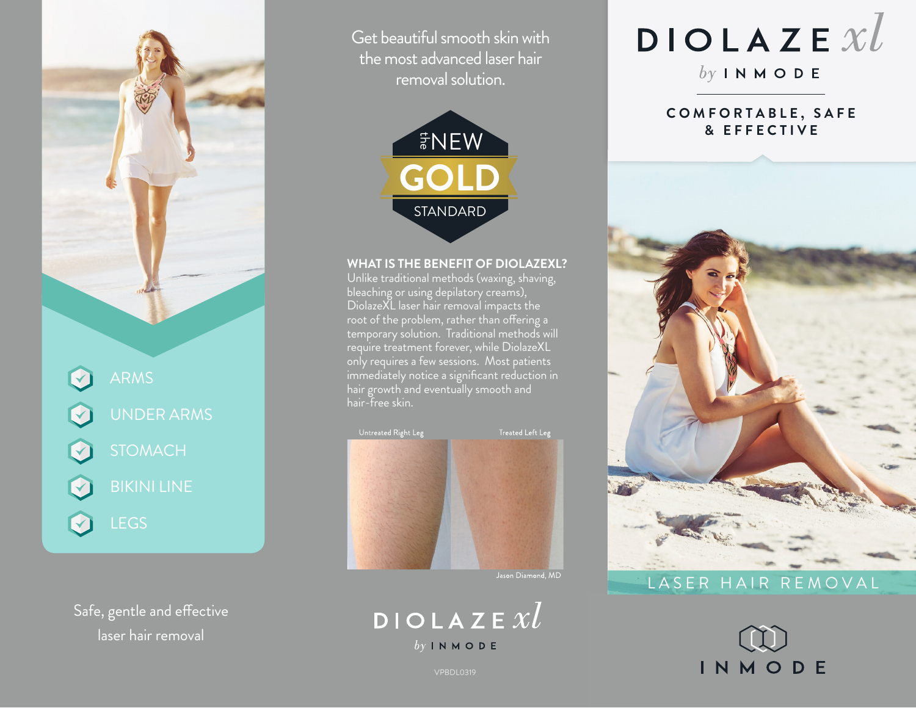# DIOLAZE xl

by INMODE

**COMFORTABLE, SAFE & EFFECTIVE**

LASER HAIR REMOVAL

INMODE

---

- ARMS
- UNDER ARMS
- STOMACH
- BIKINI LINE
- LEGS

Safe, gentle and effective laser hair removal

---

Get beautiful smooth skin with the most advanced laser hair removal solution.

the NEW **GOLD** STANDARD

## WHAT IS THE BENEFIT OF DIOLAZEXL?

Unlike traditional methods (waxing, shaving, bleaching or using depilatory creams), DiolazeXL laser hair removal impacts the root of the problem, rather than offering a temporary solution. Traditional methods will require treatment forever, while DiolazeXL only requires a few sessions. Most patients immediately notice a significant reduction in hair growth and eventually smooth and hair-free skin.

Untreated Right Leg | Treated Left Leg

Jason Diamond, MD

DIOLAZE xl by INMODE

VPBDL0319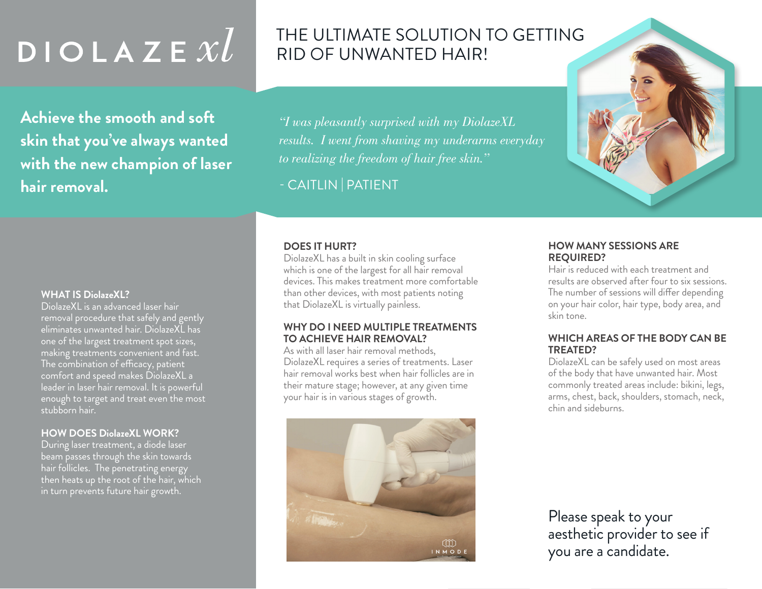# DIOLAZE *xl*

## THE ULTIMATE SOLUTION TO GETTING RID OF UNWANTED HAIR!

**Achieve the smooth and soft skin that you've always wanted with the new champion of laser hair removal.**

*"I was pleasantly surprised with my DiolazeXL results. I went from shaving my underarms everyday to realizing the freedom of hair free skin."*

- CAITLIN | PATIENT

### WHAT IS DiolazeXL?

DiolazeXL is an advanced laser hair removal procedure that safely and gently eliminates unwanted hair. DiolazeXL has one of the largest treatment spot sizes, making treatments convenient and fast. The combination of efficacy, patient comfort and speed makes DiolazeXL a leader in laser hair removal. It is powerful enough to target and treat even the most stubborn hair.

### HOW DOES DiolazeXL WORK?

During laser treatment, a diode laser beam passes through the skin towards hair follicles. The penetrating energy then heats up the root of the hair, which in turn prevents future hair growth.

### DOES IT HURT?

DiolazeXL has a built in skin cooling surface which is one of the largest for all hair removal devices. This makes treatment more comfortable than other devices, with most patients noting that DiolazeXL is virtually painless.

### WHY DO I NEED MULTIPLE TREATMENTS TO ACHIEVE HAIR REMOVAL?

As with all laser hair removal methods, DiolazeXL requires a series of treatments. Laser hair removal works best when hair follicles are in their mature stage; however, at any given time your hair is in various stages of growth.

### HOW MANY SESSIONS ARE REQUIRED?

Hair is reduced with each treatment and results are observed after four to six sessions. The number of sessions will differ depending on your hair color, hair type, body area, and skin tone.

### WHICH AREAS OF THE BODY CAN BE TREATED?

DiolazeXL can be safely used on most areas of the body that have unwanted hair. Most commonly treated areas include: bikini, legs, arms, chest, back, shoulders, stomach, neck, chin and sideburns.

Please speak to your aesthetic provider to see if you are a candidate.